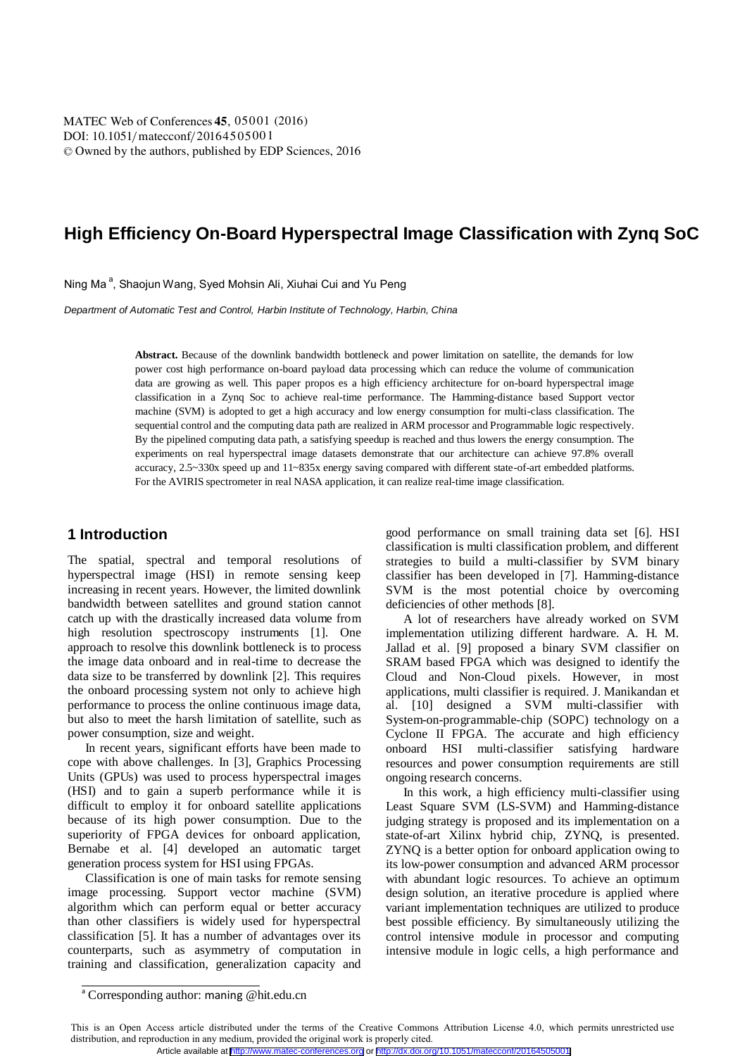# High Efficiency On-Board Hyperspectral Image Classification with Zynq SoC

Ning Ma [a], Shaojun Wang, Syed Mohsin Ali, Xiuhai Cui and Yu Peng

*Department of Automatic Test and Control, Harbin Institute of Technology, Harbin, China*

**Abstract.** Because of the downlink bandwidth bottleneck and power limitation on satellite, the demands for low power cost high performance on-board payload data processing which can reduce the volume of communication data are growing as well. This paper propos es a high efficiency architecture for on-board hyperspectral image classification in a Zynq Soc to achieve real-time performance. The Hamming-distance based Support vector machine (SVM) is adopted to get a high accuracy and low energy consumption for multi-class classification. The sequential control and the computing data path are realized in ARM processor and Programmable logic respectively. By the pipelined computing data path, a satisfying speedup is reached and thus lowers the energy consumption. The experiments on real hyperspectral image datasets demonstrate that our architecture can achieve 97.8% overall accuracy, 2.5~330x speed up and 11~835x energy saving compared with different state-of-art embedded platforms. For the AVIRIS spectrometer in real NASA application, it can realize real-time image classification.

## 1 Introduction

The spatial, spectral and temporal resolutions of hyperspectral image (HSI) in remote sensing keep increasing in recent years. However, the limited downlink bandwidth between satellites and ground station cannot catch up with the drastically increased data volume from high resolution spectroscopy instruments [1]. One approach to resolve this downlink bottleneck is to process the image data onboard and in real-time to decrease the data size to be transferred by downlink [2]. This requires the onboard processing system not only to achieve high performance to process the online continuous image data, but also to meet the harsh limitation of satellite, such as power consumption, size and weight.

In recent years, significant efforts have been made to cope with above challenges. In [3], Graphics Processing Units (GPUs) was used to process hyperspectral images (HSI) and to gain a superb performance while it is difficult to employ it for onboard satellite applications because of its high power consumption. Due to the superiority of FPGA devices for onboard application, Bernabe et al. [4] developed an automatic target generation process system for HSI using FPGAs.

Classification is one of main tasks for remote sensing image processing. Support vector machine (SVM) algorithm which can perform equal or better accuracy than other classifiers is widely used for hyperspectral classification [5]. It has a number of advantages over its counterparts, such as asymmetry of computation in training and classification, generalization capacity and good performance on small training data set [6]. HSI classification is multi classification problem, and different strategies to build a multi-classifier by SVM binary classifier has been developed in [7]. Hamming-distance SVM is the most potential choice by overcoming deficiencies of other methods [8].

A lot of researchers have already worked on SVM implementation utilizing different hardware. A. H. M. Jallad et al. [9] proposed a binary SVM classifier on SRAM based FPGA which was designed to identify the Cloud and Non-Cloud pixels. However, in most applications, multi classifier is required. J. Manikandan et al. [10] designed a SVM multi-classifier with System-on-programmable-chip (SOPC) technology on a Cyclone II FPGA. The accurate and high efficiency onboard HSI multi-classifier satisfying hardware resources and power consumption requirements are still ongoing research concerns.

In this work, a high efficiency multi-classifier using Least Square SVM (LS-SVM) and Hamming-distance judging strategy is proposed and its implementation on a state-of-art Xilinx hybrid chip, ZYNQ, is presented. ZYNQ is a better option for onboard application owing to its low-power consumption and advanced ARM processor with abundant logic resources. To achieve an optimum design solution, an iterative procedure is applied where variant implementation techniques are utilized to produce best possible efficiency. By simultaneously utilizing the control intensive module in processor and computing intensive module in logic cells, a high performance and

[a] Corresponding author: maning @hit.edu.cn

This is an Open Access article distributed under the terms of the Creative Commons Attribution License 4.0, which permits unrestricted use distribution, and reproduction in any medium, provided the original work is properly cited.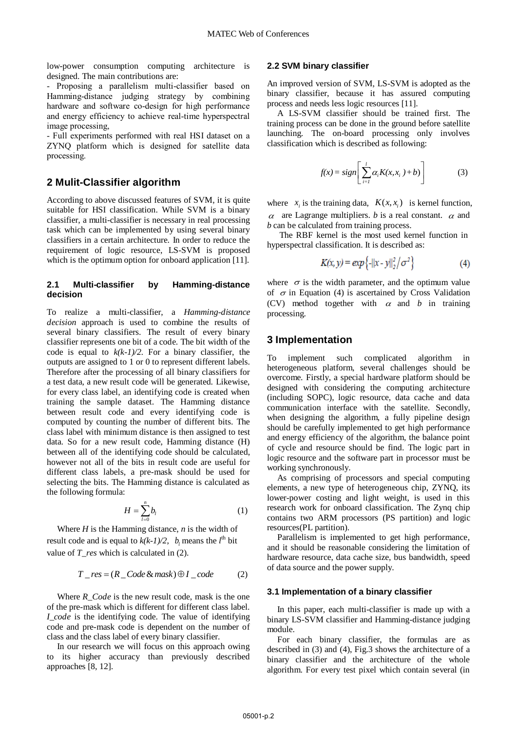low-power consumption computing architecture is designed. The main contributions are:

- Proposing a parallelism multi-classifier based on Hamming-distance judging strategy by combining hardware and software co-design for high performance and energy efficiency to achieve real-time hyperspectral image processing,
- Full experiments performed with real HSI dataset on a ZYNQ platform which is designed for satellite data processing.

## 2 Mulit-Classifier algorithm

According to above discussed features of SVM, it is quite suitable for HSI classification. While SVM is a binary classifier, a multi-classifier is necessary in real processing task which can be implemented by using several binary classifiers in a certain architecture. In order to reduce the requirement of logic resource, LS-SVM is proposed which is the optimum option for onboard application [11].

### 2.1 Multi-classifier by Hamming-distance decision

To realize a multi-classifier, a *Hamming-distance decision* approach is used to combine the results of several binary classifiers. The result of every binary classifier represents one bit of a code. The bit width of the code is equal to $k(k-1)/2$. For a binary classifier, the outputs are assigned to 1 or 0 to represent different labels. Therefore after the processing of all binary classifiers for a test data, a new result code will be generated. Likewise, for every class label, an identifying code is created when training the sample dataset. The Hamming distance between result code and every identifying code is computed by counting the number of different bits. The class label with minimum distance is then assigned to test data. So for a new result code, Hamming distance (H) between all of the identifying code should be calculated, however not all of the bits in result code are useful for different class labels, a pre-mask should be used for selecting the bits. The Hamming distance is calculated as the following formula:

$$H = \sum_{l=0}^{n} b_l \tag{1}$$

Where $H$ is the Hamming distance, $n$ is the width of result code and is equal to $k(k-1)/2$, $b_l$ means the $l^{th}$ bit value of $T\_res$ which is calculated in (2).

$$T\_res = (R\_Code \,\&\, mask) \oplus I\_code \tag{2}$$

Where *R_Code* is the new result code, mask is the one of the pre-mask which is different for different class label. *I_code* is the identifying code. The value of identifying code and pre-mask code is dependent on the number of class and the class label of every binary classifier.

In our research we will focus on this approach owing to its higher accuracy than previously described approaches [8, 12].

### 2.2 SVM binary classifier

An improved version of SVM, LS-SVM is adopted as the binary classifier, because it has assured computing process and needs less logic resources [11].

A LS-SVM classifier should be trained first. The training process can be done in the ground before satellite launching. The on-board processing only involves classification which is described as following:

$$f(x) = sign\left[\sum_{i=1}^{l} \alpha_i K(x, x_i) + b)\right] \tag{3}$$

where $x_i$ is the training data, $K(x, x_i)$ is kernel function, $\alpha$ are Lagrange multipliers. $b$ is a real constant. $\alpha$ and $b$ can be calculated from training process.

The RBF kernel is the most used kernel function in hyperspectral classification. It is described as:

$$K(x, y) = exp\left\{-\|x - y\|_2^2 / \sigma^2\right\} \tag{4}$$

where $\sigma$ is the width parameter, and the optimum value of $\sigma$ in Equation (4) is ascertained by Cross Validation (CV) method together with $\alpha$ and $b$ in training processing.

## 3 Implementation

To implement such complicated algorithm in heterogeneous platform, several challenges should be overcome. Firstly, a special hardware platform should be designed with considering the computing architecture (including SOPC), logic resource, data cache and data communication interface with the satellite. Secondly, when designing the algorithm, a fully pipeline design should be carefully implemented to get high performance and energy efficiency of the algorithm, the balance point of cycle and resource should be find. The logic part in logic resource and the software part in processor must be working synchronously.

As comprising of processors and special computing elements, a new type of heterogeneous chip, ZYNQ, its lower-power costing and light weight, is used in this research work for onboard classification. The Zynq chip contains two ARM processors (PS partition) and logic resources(PL partition).

Parallelism is implemented to get high performance, and it should be reasonable considering the limitation of hardware resource, data cache size, bus bandwidth, speed of data source and the power supply.

### 3.1 Implementation of a binary classifier

In this paper, each multi-classifier is made up with a binary LS-SVM classifier and Hamming-distance judging module.

For each binary classifier, the formulas are as described in (3) and (4), Fig.3 shows the architecture of a binary classifier and the architecture of the whole algorithm. For every test pixel which contain several (in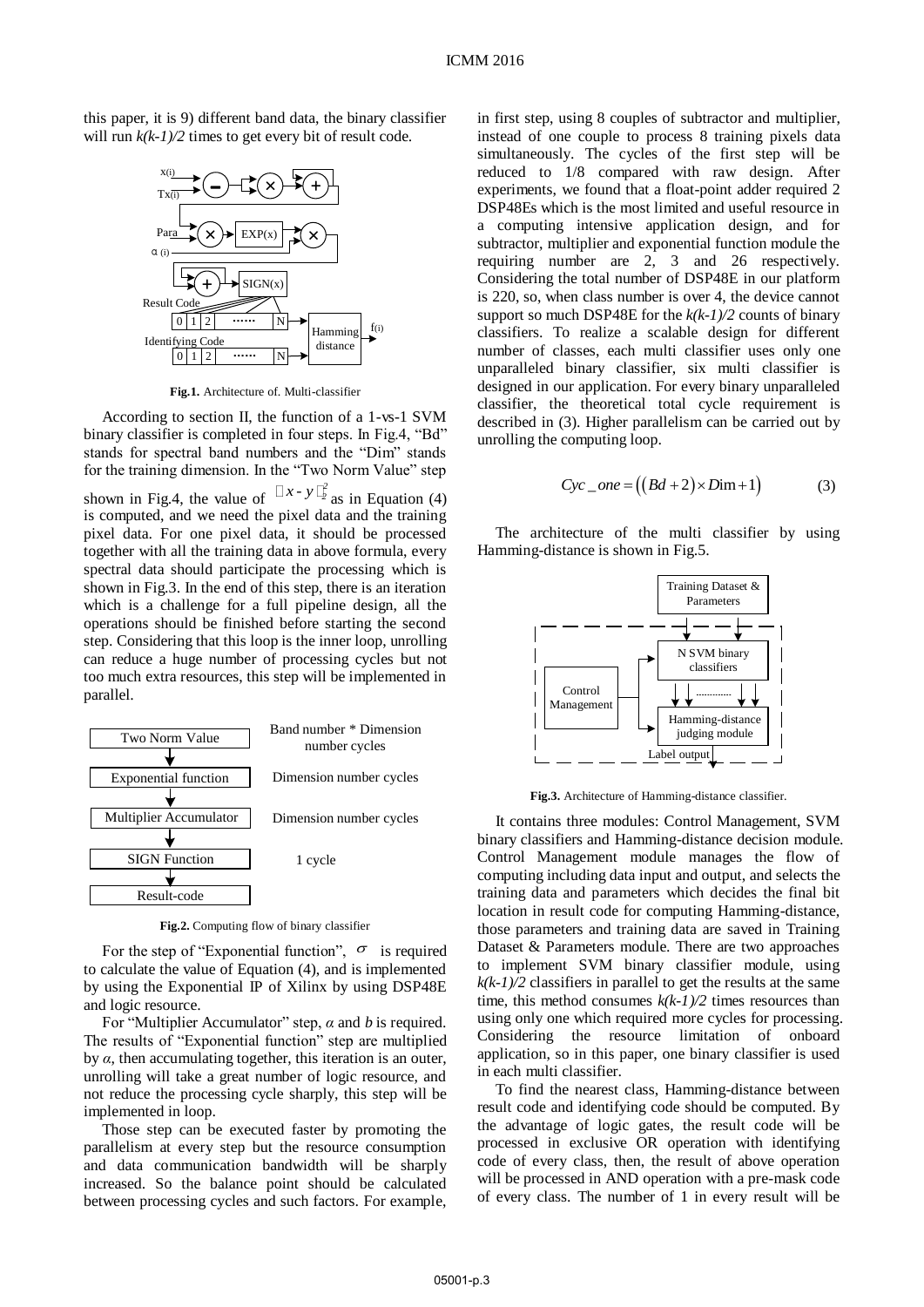this paper, it is 9) different band data, the binary classifier will run $k(k-1)/2$ times to get every bit of result code.

**Fig.1.** Architecture of. Multi-classifier

According to section II, the function of a 1-vs-1 SVM binary classifier is completed in four steps. In Fig.4, "Bd" stands for spectral band numbers and the "Dim" stands for the training dimension. In the "Two Norm Value" step shown in Fig.4, the value of $\|x-y\|_2^2$ as in Equation (4) is computed, and we need the pixel data and the training pixel data. For one pixel data, it should be processed together with all the training data in above formula, every spectral data should participate the processing which is shown in Fig.3. In the end of this step, there is an iteration which is a challenge for a full pipeline design, all the operations should be finished before starting the second step. Considering that this loop is the inner loop, unrolling can reduce a huge number of processing cycles but not too much extra resources, this step will be implemented in parallel.

**Fig.2.** Computing flow of binary classifier

For the step of "Exponential function", $\sigma$ is required to calculate the value of Equation (4), and is implemented by using the Exponential IP of Xilinx by using DSP48E and logic resource.

For "Multiplier Accumulator" step, $\alpha$ and $b$ is required. The results of "Exponential function" step are multiplied by $\alpha$, then accumulating together, this iteration is an outer, unrolling will take a great number of logic resource, and not reduce the processing cycle sharply, this step will be implemented in loop.

Those step can be executed faster by promoting the parallelism at every step but the resource consumption and data communication bandwidth will be sharply increased. So the balance point should be calculated between processing cycles and such factors. For example, in first step, using 8 couples of subtractor and multiplier, instead of one couple to process 8 training pixels data simultaneously. The cycles of the first step will be reduced to 1/8 compared with raw design. After experiments, we found that a float-point adder required 2 DSP48Es which is the most limited and useful resource in a computing intensive application design, and for subtractor, multiplier and exponential function module the requiring number are 2, 3 and 26 respectively. Considering the total number of DSP48E in our platform is 220, so, when class number is over 4, the device cannot support so much DSP48E for the $k(k-1)/2$ counts of binary classifiers. To realize a scalable design for different number of classes, each multi classifier uses only one unparalleled binary classifier, six multi classifier is designed in our application. For every binary unparalleled classifier, the theoretical total cycle requirement is described in (3). Higher parallelism can be carried out by unrolling the computing loop.

$$Cyc\_one = \left( (Bd+2) \times Dim + 1 \right) \tag{3}$$

The architecture of the multi classifier by using Hamming-distance is shown in Fig.5.

**Fig.3.** Architecture of Hamming-distance classifier.

It contains three modules: Control Management, SVM binary classifiers and Hamming-distance decision module. Control Management module manages the flow of computing including data input and output, and selects the training data and parameters which decides the final bit location in result code for computing Hamming-distance, those parameters and training data are saved in Training Dataset & Parameters module. There are two approaches to implement SVM binary classifier module, using $k(k-1)/2$ classifiers in parallel to get the results at the same time, this method consumes $k(k-1)/2$ times resources than using only one which required more cycles for processing. Considering the resource limitation of onboard application, so in this paper, one binary classifier is used in each multi classifier.

To find the nearest class, Hamming-distance between result code and identifying code should be computed. By the advantage of logic gates, the result code will be processed in exclusive OR operation with identifying code of every class, then, the result of above operation will be processed in AND operation with a pre-mask code of every class. The number of 1 in every result will be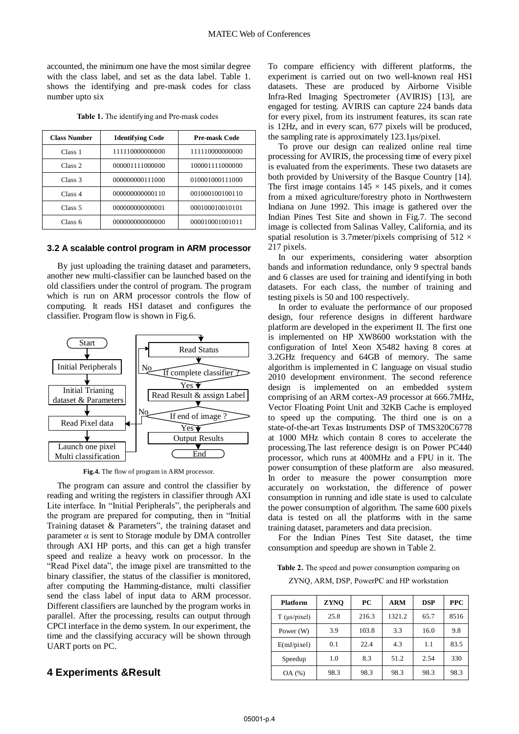accounted, the minimum one have the most similar degree with the class label, and set as the data label. Table 1. shows the identifying and pre-mask codes for class number upto six

**Table 1.** The identifying and Pre-mask codes

| Class Number | Identifying Code | Pre-mask Code |
|---|---|---|
| Class 1 | 111110000000000 | 111110000000000 |
| Class 2 | 000001111000000 | 100001111000000 |
| Class 3 | 000000000111000 | 010001000111000 |
| Class 4 | 000000000000110 | 001000100100110 |
| Class 5 | 000000000000001 | 000100010010101 |
| Class 6 | 000000000000000 | 000010001001011 |

### 3.2 A scalable control program in ARM processor

By just uploading the training dataset and parameters, another new multi-classifier can be launched based on the old classifiers under the control of program. The program which is run on ARM processor controls the flow of computing. It reads HSI dataset and configures the classifier. Program flow is shown in Fig.6.

```
Start
  ↓
Initial Peripherals
  ↓
Initial Trianing dataset & Parameters
  ↓
Read Pixel data  ←──────────────────────── No ── If end of image ?
  ↓
Launch one pixel Multi classification
  ↓
Read Status  ←── No ── If complete classifier ?
  ↓
If complete classifier ?
  ↓ Yes
Read Result & assign Label
  ↓
If end of image ?
  ↓ Yes
Output Results
  ↓
End
```

**Fig.4.** The flow of program in ARM processor.

The program can assure and control the classifier by reading and writing the registers in classifier through AXI Lite interface. In "Initial Peripherals", the peripherals and the program are prepared for computing, then in "Initial Training dataset & Parameters", the training dataset and parameter $\alpha$ is sent to Storage module by DMA controller through AXI HP ports, and this can get a high transfer speed and realize a heavy work on processor. In the "Read Pixel data", the image pixel are transmitted to the binary classifier, the status of the classifier is monitored, after computing the Hamming-distance, multi classifier send the class label of input data to ARM processor. Different classifiers are launched by the program works in parallel. After the processing, results can output through CPCI interface in the demo system. In our experiment, the time and the classifying accuracy will be shown through UART ports on PC.

## 4 Experiments &Result

To compare efficiency with different platforms, the experiment is carried out on two well-known real HSI datasets. These are produced by Airborne Visible Infra-Red Imaging Spectrometer (AVIRIS) [13], are engaged for testing. AVIRIS can capture 224 bands data for every pixel, from its instrument features, its scan rate is 12Hz, and in every scan, 677 pixels will be produced, the sampling rate is approximately 123.1μs/pixel.

To prove our design can realized online real time processing for AVIRIS, the processing time of every pixel is evaluated from the experiments. These two datasets are both provided by University of the Basque Country [14]. The first image contains $145 \times 145$ pixels, and it comes from a mixed agriculture/forestry photo in Northwestern Indiana on June 1992. This image is gathered over the Indian Pines Test Site and shown in Fig.7. The second image is collected from Salinas Valley, California, and its spatial resolution is 3.7meter/pixels comprising of $512 \times 217$ pixels.

In our experiments, considering water absorption bands and information redundance, only 9 spectral bands and 6 classes are used for training and identifying in both datasets. For each class, the number of training and testing pixels is 50 and 100 respectively.

In order to evaluate the performance of our proposed design, four reference designs in different hardware platform are developed in the experiment II. The first one is implemented on HP XW8600 workstation with the configuration of Intel Xeon X5482 having 8 cores at 3.2GHz frequency and 64GB of memory. The same algorithm is implemented in C language on visual studio 2010 development environment. The second reference design is implemented on an embedded system comprising of an ARM cortex-A9 processor at 666.7MHz, Vector Floating Point Unit and 32KB Cache is employed to speed up the computing. The third one is on a state-of-the-art Texas Instruments DSP of TMS320C6778 at 1000 MHz which contain 8 cores to accelerate the processing.The last reference design is on Power PC440 processor, which runs at 400MHz and a FPU in it. The power consumption of these platform are also measured. In order to measure the power consumption more accurately on workstation, the difference of power consumption in running and idle state is used to calculate the power consumption of algorithm. The same 600 pixels data is tested on all the platforms with in the same training dataset, parameters and data precision.

For the Indian Pines Test Site dataset, the time consumption and speedup are shown in Table 2.

**Table 2.** The speed and power consumption comparing on ZYNQ, ARM, DSP, PowerPC and HP workstation

| Platform | ZYNQ | PC | ARM | DSP | PPC |
|---|---|---|---|---|---|
| T (μs/pixel) | 25.8 | 216.3 | 1321.2 | 65.7 | 8516 |
| Power (W) | 3.9 | 103.8 | 3.3 | 16.0 | 9.8 |
| E(mJ/pixel) | 0.1 | 22.4 | 4.3 | 1.1 | 83.5 |
| Speedup | 1.0 | 8.3 | 51.2 | 2.54 | 330 |
| OA (%) | 98.3 | 98.3 | 98.3 | 98.3 | 98.3 |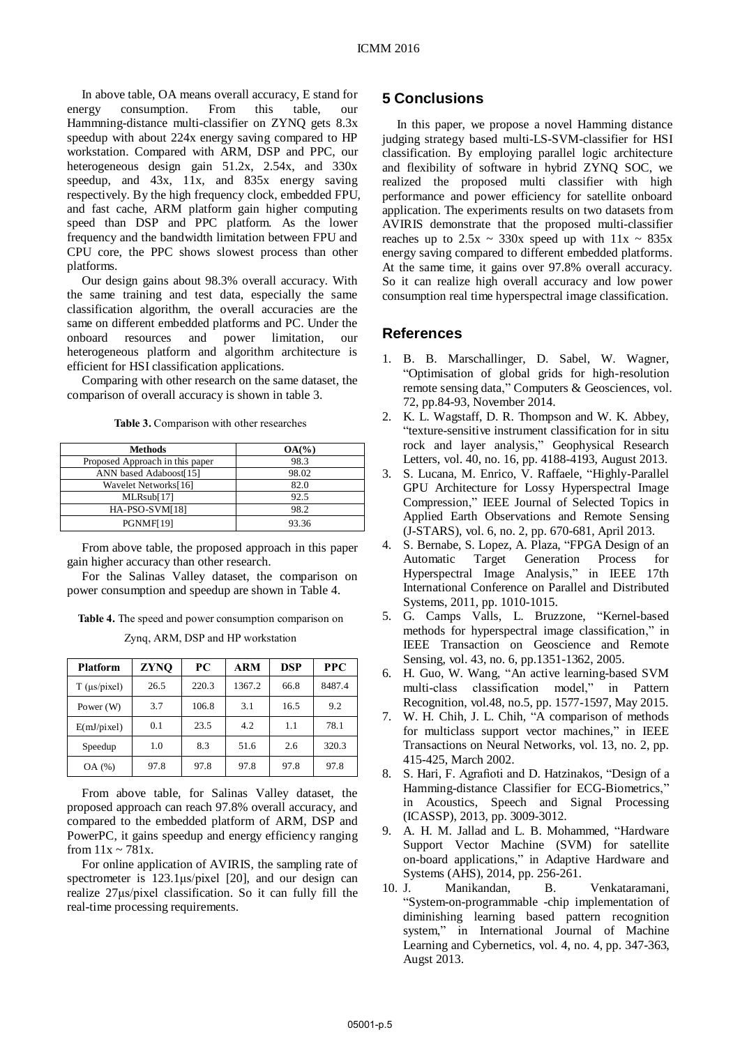In above table, OA means overall accuracy, E stand for energy consumption. From this table, our Hammning-distance multi-classifier on ZYNQ gets 8.3x speedup with about 224x energy saving compared to HP workstation. Compared with ARM, DSP and PPC, our heterogeneous design gain 51.2x, 2.54x, and 330x speedup, and 43x, 11x, and 835x energy saving respectively. By the high frequency clock, embedded FPU, and fast cache, ARM platform gain higher computing speed than DSP and PPC platform. As the lower frequency and the bandwidth limitation between FPU and CPU core, the PPC shows slowest process than other platforms.

Our design gains about 98.3% overall accuracy. With the same training and test data, especially the same classification algorithm, the overall accuracies are the same on different embedded platforms and PC. Under the onboard resources and power limitation, our heterogeneous platform and algorithm architecture is efficient for HSI classification applications.

Comparing with other research on the same dataset, the comparison of overall accuracy is shown in table 3.

**Table 3.** Comparison with other researches

| Methods | OA(%) |
| --- | --- |
| Proposed Approach in this paper | 98.3 |
| ANN based Adaboost[15] | 98.02 |
| Wavelet Networks[16] | 82.0 |
| MLRsub[17] | 92.5 |
| HA-PSO-SVM[18] | 98.2 |
| PGNMF[19] | 93.36 |

From above table, the proposed approach in this paper gain higher accuracy than other research.

For the Salinas Valley dataset, the comparison on power consumption and speedup are shown in Table 4.

**Table 4.** The speed and power consumption comparison on Zynq, ARM, DSP and HP workstation

| Platform | ZYNQ | PC | ARM | DSP | PPC |
| --- | --- | --- | --- | --- | --- |
| T (μs/pixel) | 26.5 | 220.3 | 1367.2 | 66.8 | 8487.4 |
| Power (W) | 3.7 | 106.8 | 3.1 | 16.5 | 9.2 |
| E(mJ/pixel) | 0.1 | 23.5 | 4.2 | 1.1 | 78.1 |
| Speedup | 1.0 | 8.3 | 51.6 | 2.6 | 320.3 |
| OA (%) | 97.8 | 97.8 | 97.8 | 97.8 | 97.8 |

From above table, for Salinas Valley dataset, the proposed approach can reach 97.8% overall accuracy, and compared to the embedded platform of ARM, DSP and PowerPC, it gains speedup and energy efficiency ranging from 11x ~ 781x.

For online application of AVIRIS, the sampling rate of spectrometer is 123.1μs/pixel [20], and our design can realize 27μs/pixel classification. So it can fully fill the real-time processing requirements.

## 5 Conclusions

In this paper, we propose a novel Hamming distance judging strategy based multi-LS-SVM-classifier for HSI classification. By employing parallel logic architecture and flexibility of software in hybrid ZYNQ SOC, we realized the proposed multi classifier with high performance and power efficiency for satellite onboard application. The experiments results on two datasets from AVIRIS demonstrate that the proposed multi-classifier reaches up to 2.5x ~ 330x speed up with 11x ~ 835x energy saving compared to different embedded platforms. At the same time, it gains over 97.8% overall accuracy. So it can realize high overall accuracy and low power consumption real time hyperspectral image classification.

## References

1. B. B. Marschallinger, D. Sabel, W. Wagner, "Optimisation of global grids for high-resolution remote sensing data," Computers & Geosciences, vol. 72, pp.84-93, November 2014.
2. K. L. Wagstaff, D. R. Thompson and W. K. Abbey, "texture-sensitive instrument classification for in situ rock and layer analysis," Geophysical Research Letters, vol. 40, no. 16, pp. 4188-4193, August 2013.
3. S. Lucana, M. Enrico, V. Raffaele, "Highly-Parallel GPU Architecture for Lossy Hyperspectral Image Compression," IEEE Journal of Selected Topics in Applied Earth Observations and Remote Sensing (J-STARS), vol. 6, no. 2, pp. 670-681, April 2013.
4. S. Bernabe, S. Lopez, A. Plaza, "FPGA Design of an Automatic Target Generation Process for Hyperspectral Image Analysis," in IEEE 17th International Conference on Parallel and Distributed Systems, 2011, pp. 1010-1015.
5. G. Camps Valls, L. Bruzzone, "Kernel-based methods for hyperspectral image classification," in IEEE Transaction on Geoscience and Remote Sensing, vol. 43, no. 6, pp.1351-1362, 2005.
6. H. Guo, W. Wang, "An active learning-based SVM multi-class classification model," in Pattern Recognition, vol.48, no.5, pp. 1577-1597, May 2015.
7. W. H. Chih, J. L. Chih, "A comparison of methods for multiclass support vector machines," in IEEE Transactions on Neural Networks, vol. 13, no. 2, pp. 415-425, March 2002.
8. S. Hari, F. Agrafioti and D. Hatzinakos, "Design of a Hamming-distance Classifier for ECG-Biometrics," in Acoustics, Speech and Signal Processing (ICASSP), 2013, pp. 3009-3012.
9. A. H. M. Jallad and L. B. Mohammed, "Hardware Support Vector Machine (SVM) for satellite on-board applications," in Adaptive Hardware and Systems (AHS), 2014, pp. 256-261.
10. J. Manikandan, B. Venkataramani, "System-on-programmable -chip implementation of diminishing learning based pattern recognition system," in International Journal of Machine Learning and Cybernetics, vol. 4, no. 4, pp. 347-363, Augst 2013.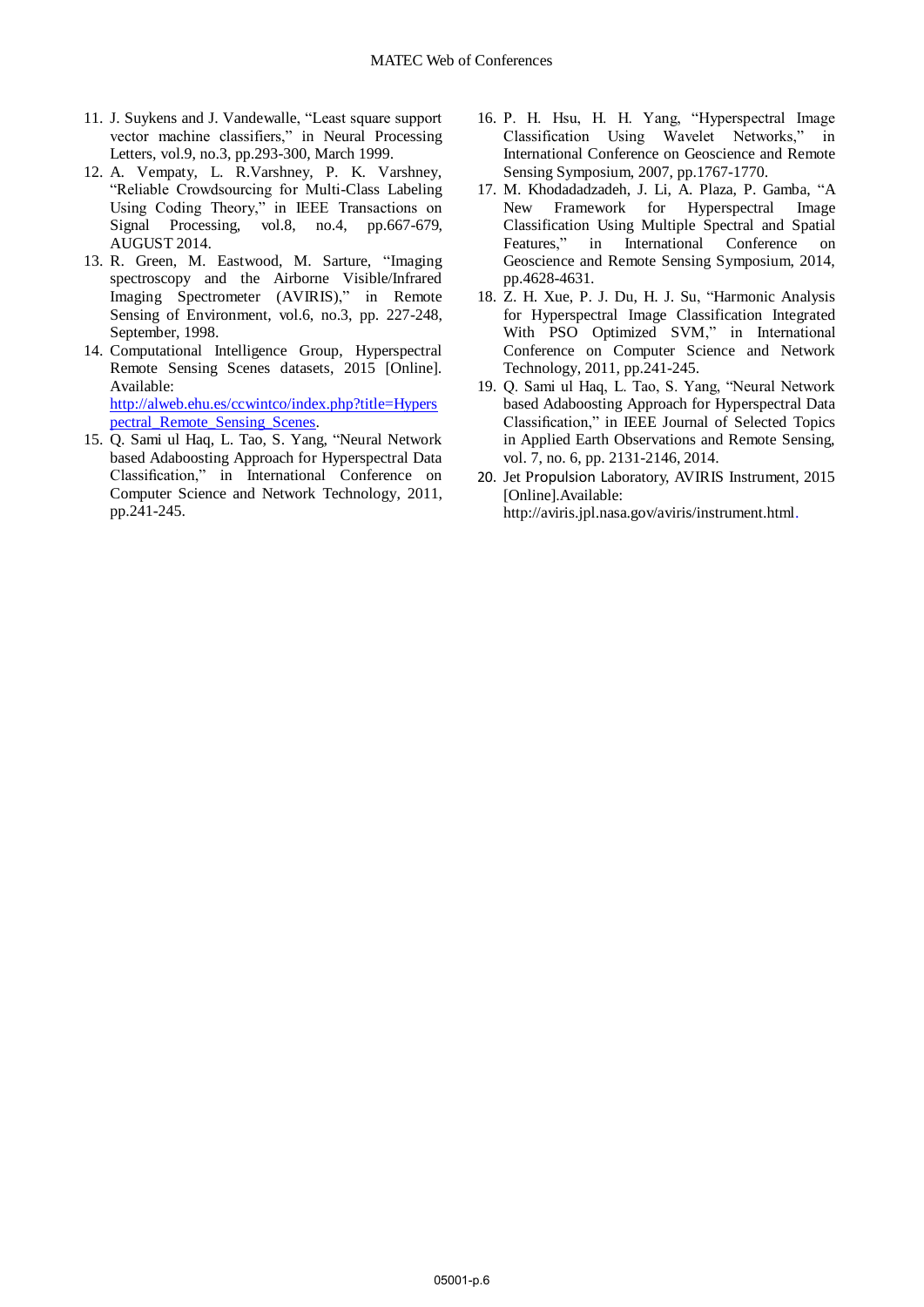11. J. Suykens and J. Vandewalle, "Least square support vector machine classifiers," in Neural Processing Letters, vol.9, no.3, pp.293-300, March 1999.
12. A. Vempaty, L. R.Varshney, P. K. Varshney, "Reliable Crowdsourcing for Multi-Class Labeling Using Coding Theory," in IEEE Transactions on Signal Processing, vol.8, no.4, pp.667-679, AUGUST 2014.
13. R. Green, M. Eastwood, M. Sarture, "Imaging spectroscopy and the Airborne Visible/Infrared Imaging Spectrometer (AVIRIS)," in Remote Sensing of Environment, vol.6, no.3, pp. 227-248, September, 1998.
14. Computational Intelligence Group, Hyperspectral Remote Sensing Scenes datasets, 2015 [Online]. Available: [http://alweb.ehu.es/ccwintco/index.php?title=Hyperspectral_Remote_Sensing_Scenes](http://alweb.ehu.es/ccwintco/index.php?title=Hyperspectral_Remote_Sensing_Scenes).
15. Q. Sami ul Haq, L. Tao, S. Yang, "Neural Network based Adaboosting Approach for Hyperspectral Data Classification," in International Conference on Computer Science and Network Technology, 2011, pp.241-245.
16. P. H. Hsu, H. H. Yang, "Hyperspectral Image Classification Using Wavelet Networks," in International Conference on Geoscience and Remote Sensing Symposium, 2007, pp.1767-1770.
17. M. Khodadadzadeh, J. Li, A. Plaza, P. Gamba, "A New Framework for Hyperspectral Image Classification Using Multiple Spectral and Spatial Features," in International Conference on Geoscience and Remote Sensing Symposium, 2014, pp.4628-4631.
18. Z. H. Xue, P. J. Du, H. J. Su, "Harmonic Analysis for Hyperspectral Image Classification Integrated With PSO Optimized SVM," in International Conference on Computer Science and Network Technology, 2011, pp.241-245.
19. Q. Sami ul Haq, L. Tao, S. Yang, "Neural Network based Adaboosting Approach for Hyperspectral Data Classification," in IEEE Journal of Selected Topics in Applied Earth Observations and Remote Sensing, vol. 7, no. 6, pp. 2131-2146, 2014.
20. Jet Propulsion Laboratory, AVIRIS Instrument, 2015 [Online].Available: http://aviris.jpl.nasa.gov/aviris/instrument.html.